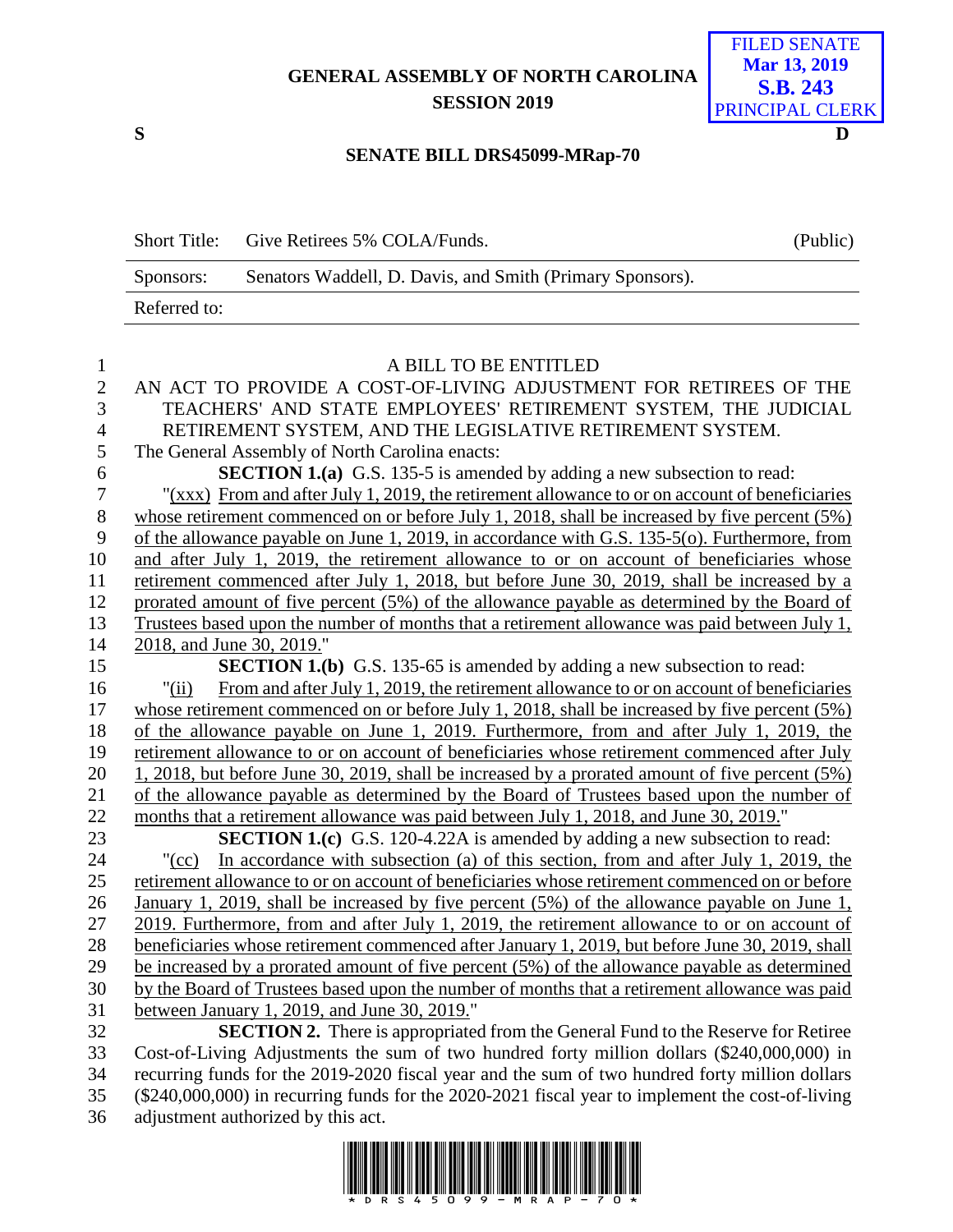GENERAL ASSEMBLY OF NORTH CAROLINA
SESSION 2019

FILED SENATE
Mar 13, 2019
S.B. 243
PRINCIPAL CLERK

S D

**SENATE BILL DRS45099-MRap-70**

| Short Title: | Give Retirees 5% COLA/Funds. | (Public) |
|---|---|---|
| Sponsors: | Senators Waddell, D. Davis, and Smith (Primary Sponsors). | |
| Referred to: | | |

A BILL TO BE ENTITLED

AN ACT TO PROVIDE A COST-OF-LIVING ADJUSTMENT FOR RETIREES OF THE TEACHERS' AND STATE EMPLOYEES' RETIREMENT SYSTEM, THE JUDICIAL RETIREMENT SYSTEM, AND THE LEGISLATIVE RETIREMENT SYSTEM.

The General Assembly of North Carolina enacts:

**SECTION 1.(a)** G.S. 135-5 is amended by adding a new subsection to read:

"(xxx) From and after July 1, 2019, the retirement allowance to or on account of beneficiaries whose retirement commenced on or before July 1, 2018, shall be increased by five percent (5%) of the allowance payable on June 1, 2019, in accordance with G.S. 135-5(o). Furthermore, from and after July 1, 2019, the retirement allowance to or on account of beneficiaries whose retirement commenced after July 1, 2018, but before June 30, 2019, shall be increased by a prorated amount of five percent (5%) of the allowance payable as determined by the Board of Trustees based upon the number of months that a retirement allowance was paid between July 1, 2018, and June 30, 2019."

**SECTION 1.(b)** G.S. 135-65 is amended by adding a new subsection to read:

"(ii) From and after July 1, 2019, the retirement allowance to or on account of beneficiaries whose retirement commenced on or before July 1, 2018, shall be increased by five percent (5%) of the allowance payable on June 1, 2019. Furthermore, from and after July 1, 2019, the retirement allowance to or on account of beneficiaries whose retirement commenced after July 1, 2018, but before June 30, 2019, shall be increased by a prorated amount of five percent (5%) of the allowance payable as determined by the Board of Trustees based upon the number of months that a retirement allowance was paid between July 1, 2018, and June 30, 2019."

**SECTION 1.(c)** G.S. 120-4.22A is amended by adding a new subsection to read:

"(cc) In accordance with subsection (a) of this section, from and after July 1, 2019, the retirement allowance to or on account of beneficiaries whose retirement commenced on or before January 1, 2019, shall be increased by five percent (5%) of the allowance payable on June 1, 2019. Furthermore, from and after July 1, 2019, the retirement allowance to or on account of beneficiaries whose retirement commenced after January 1, 2019, but before June 30, 2019, shall be increased by a prorated amount of five percent (5%) of the allowance payable as determined by the Board of Trustees based upon the number of months that a retirement allowance was paid between January 1, 2019, and June 30, 2019."

**SECTION 2.** There is appropriated from the General Fund to the Reserve for Retiree Cost-of-Living Adjustments the sum of two hundred forty million dollars ($240,000,000) in recurring funds for the 2019-2020 fiscal year and the sum of two hundred forty million dollars ($240,000,000) in recurring funds for the 2020-2021 fiscal year to implement the cost-of-living adjustment authorized by this act.

\* D R S 4 5 0 9 9 - M R A P - 7 0 \*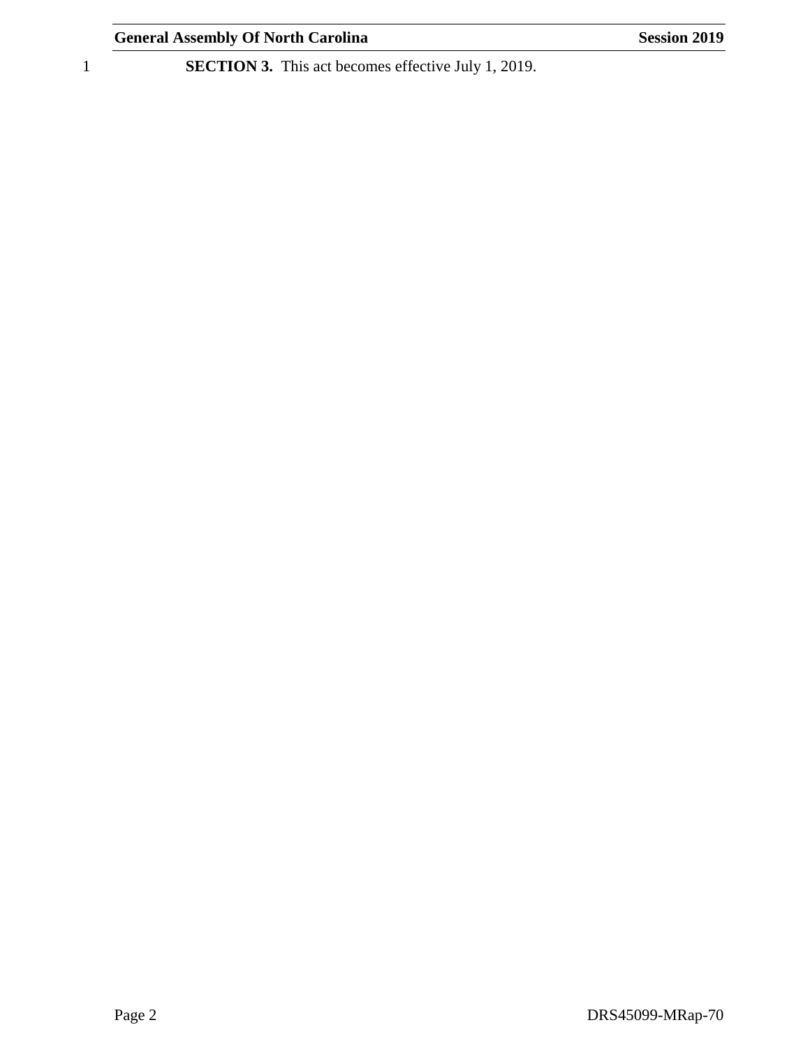**SECTION 3.** This act becomes effective July 1, 2019.